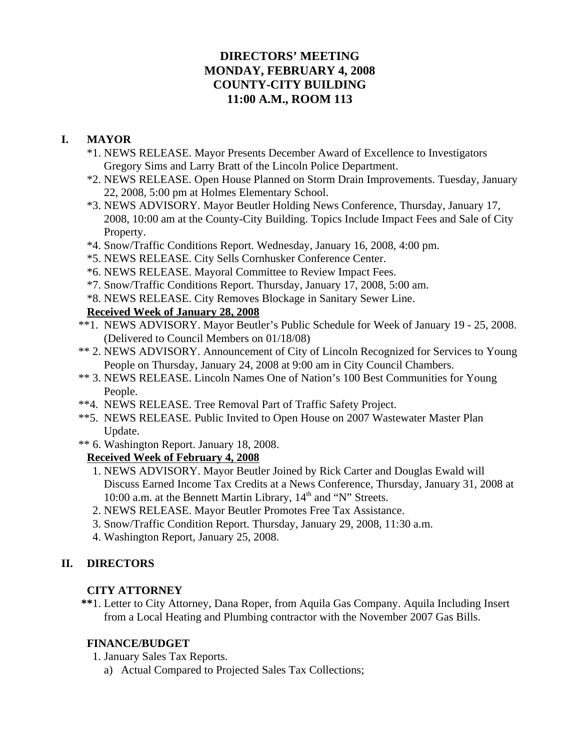# DIRECTORS' MEETING
# MONDAY, FEBRUARY 4, 2008
# COUNTY-CITY BUILDING
# 11:00 A.M., ROOM 113

## I. MAYOR

*1. NEWS RELEASE. Mayor Presents December Award of Excellence to Investigators Gregory Sims and Larry Bratt of the Lincoln Police Department.

*2. NEWS RELEASE. Open House Planned on Storm Drain Improvements. Tuesday, January 22, 2008, 5:00 pm at Holmes Elementary School.

*3. NEWS ADVISORY. Mayor Beutler Holding News Conference, Thursday, January 17, 2008, 10:00 am at the County-City Building. Topics Include Impact Fees and Sale of City Property.

*4. Snow/Traffic Conditions Report. Wednesday, January 16, 2008, 4:00 pm.

*5. NEWS RELEASE. City Sells Cornhusker Conference Center.

*6. NEWS RELEASE. Mayoral Committee to Review Impact Fees.

*7. Snow/Traffic Conditions Report. Thursday, January 17, 2008, 5:00 am.

*8. NEWS RELEASE. City Removes Blockage in Sanitary Sewer Line.

**<u>Received Week of January 28, 2008</u>**

**1. NEWS ADVISORY. Mayor Beutler's Public Schedule for Week of January 19 - 25, 2008. (Delivered to Council Members on 01/18/08)

** 2. NEWS ADVISORY. Announcement of City of Lincoln Recognized for Services to Young People on Thursday, January 24, 2008 at 9:00 am in City Council Chambers.

** 3. NEWS RELEASE. Lincoln Names One of Nation's 100 Best Communities for Young People.

**4. NEWS RELEASE. Tree Removal Part of Traffic Safety Project.

**5. NEWS RELEASE. Public Invited to Open House on 2007 Wastewater Master Plan Update.

** 6. Washington Report. January 18, 2008.

**<u>Received Week of February 4, 2008</u>**

1. NEWS ADVISORY. Mayor Beutler Joined by Rick Carter and Douglas Ewald will Discuss Earned Income Tax Credits at a News Conference, Thursday, January 31, 2008 at 10:00 a.m. at the Bennett Martin Library, 14th and "N" Streets.
2. NEWS RELEASE. Mayor Beutler Promotes Free Tax Assistance.
3. Snow/Traffic Condition Report. Thursday, January 29, 2008, 11:30 a.m.
4. Washington Report, January 25, 2008.

## II. DIRECTORS

### CITY ATTORNEY

**1. Letter to City Attorney, Dana Roper, from Aquila Gas Company. Aquila Including Insert from a Local Heating and Plumbing contractor with the November 2007 Gas Bills.

### FINANCE/BUDGET

1. January Sales Tax Reports.
   a) Actual Compared to Projected Sales Tax Collections;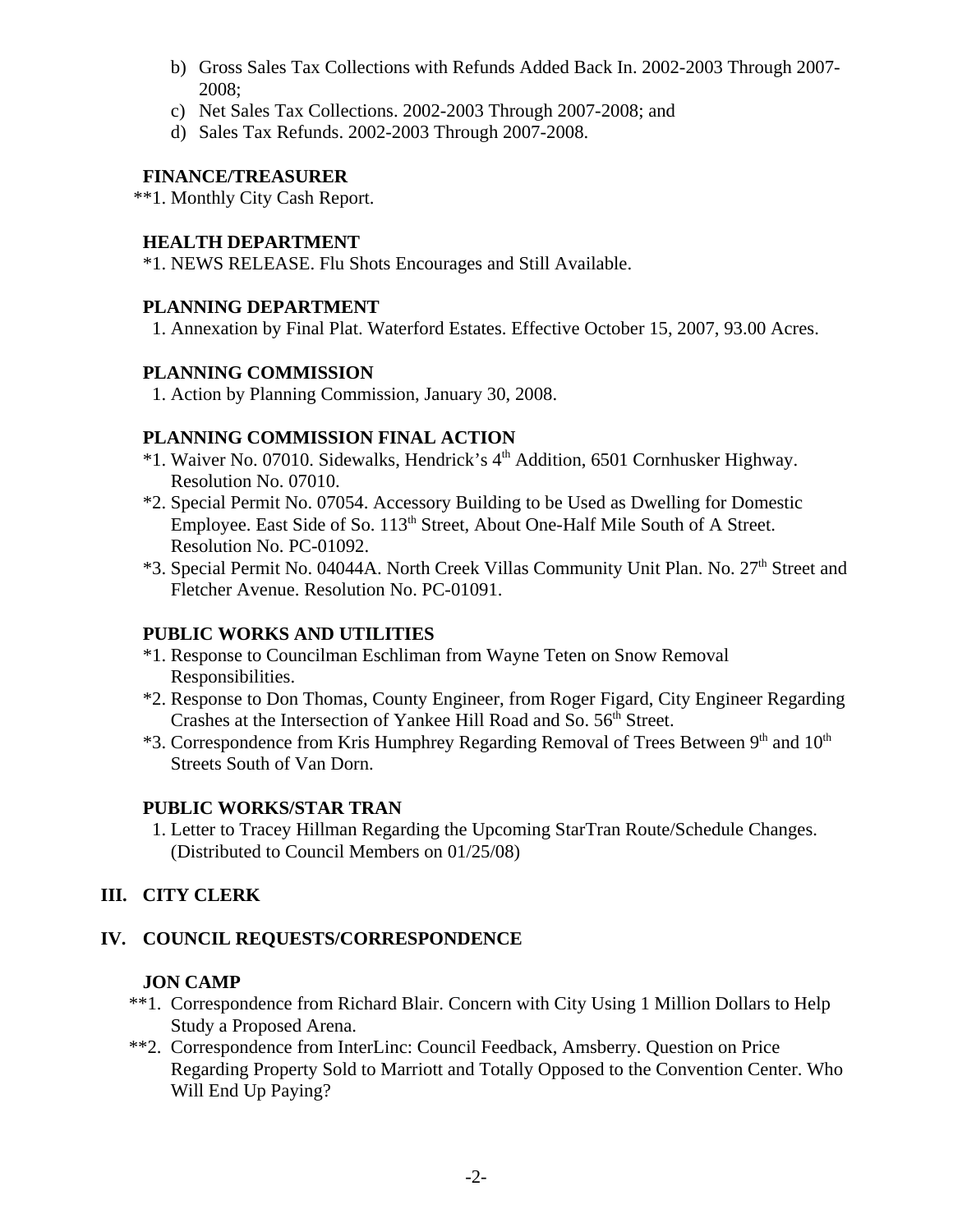b) Gross Sales Tax Collections with Refunds Added Back In. 2002-2003 Through 2007-2008;
c) Net Sales Tax Collections. 2002-2003 Through 2007-2008; and
d) Sales Tax Refunds. 2002-2003 Through 2007-2008.

**FINANCE/TREASURER**

**1. Monthly City Cash Report.

**HEALTH DEPARTMENT**

*1. NEWS RELEASE. Flu Shots Encourages and Still Available.

**PLANNING DEPARTMENT**

1. Annexation by Final Plat. Waterford Estates. Effective October 15, 2007, 93.00 Acres.

**PLANNING COMMISSION**

1. Action by Planning Commission, January 30, 2008.

**PLANNING COMMISSION FINAL ACTION**

*1. Waiver No. 07010. Sidewalks, Hendrick's 4th Addition, 6501 Cornhusker Highway. Resolution No. 07010.
*2. Special Permit No. 07054. Accessory Building to be Used as Dwelling for Domestic Employee. East Side of So. 113th Street, About One-Half Mile South of A Street. Resolution No. PC-01092.
*3. Special Permit No. 04044A. North Creek Villas Community Unit Plan. No. 27th Street and Fletcher Avenue. Resolution No. PC-01091.

**PUBLIC WORKS AND UTILITIES**

*1. Response to Councilman Eschliman from Wayne Teten on Snow Removal Responsibilities.
*2. Response to Don Thomas, County Engineer, from Roger Figard, City Engineer Regarding Crashes at the Intersection of Yankee Hill Road and So. 56th Street.
*3. Correspondence from Kris Humphrey Regarding Removal of Trees Between 9th and 10th Streets South of Van Dorn.

**PUBLIC WORKS/STAR TRAN**

1. Letter to Tracey Hillman Regarding the Upcoming StarTran Route/Schedule Changes. (Distributed to Council Members on 01/25/08)

## III. CITY CLERK

## IV. COUNCIL REQUESTS/CORRESPONDENCE

**JON CAMP**

**1. Correspondence from Richard Blair. Concern with City Using 1 Million Dollars to Help Study a Proposed Arena.
**2. Correspondence from InterLinc: Council Feedback, Amsberry. Question on Price Regarding Property Sold to Marriott and Totally Opposed to the Convention Center. Who Will End Up Paying?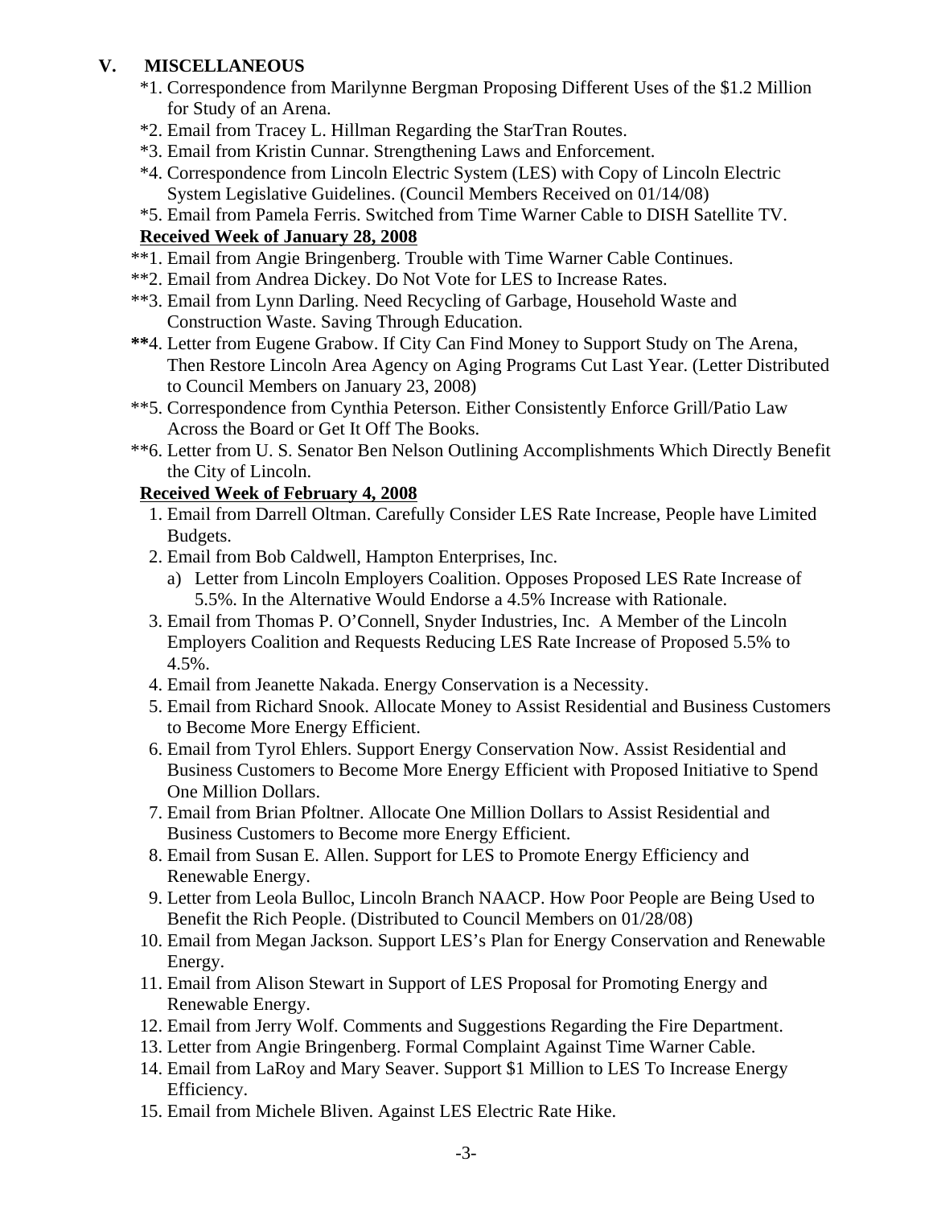## V. MISCELLANEOUS

*1. Correspondence from Marilynne Bergman Proposing Different Uses of the $1.2 Million for Study of an Arena.

*2. Email from Tracey L. Hillman Regarding the StarTran Routes.

*3. Email from Kristin Cunnar. Strengthening Laws and Enforcement.

*4. Correspondence from Lincoln Electric System (LES) with Copy of Lincoln Electric System Legislative Guidelines. (Council Members Received on 01/14/08)

*5. Email from Pamela Ferris. Switched from Time Warner Cable to DISH Satellite TV.

**Received Week of January 28, 2008**

**1. Email from Angie Bringenberg. Trouble with Time Warner Cable Continues.

**2. Email from Andrea Dickey. Do Not Vote for LES to Increase Rates.

**3. Email from Lynn Darling. Need Recycling of Garbage, Household Waste and Construction Waste. Saving Through Education.

**4. Letter from Eugene Grabow. If City Can Find Money to Support Study on The Arena, Then Restore Lincoln Area Agency on Aging Programs Cut Last Year. (Letter Distributed to Council Members on January 23, 2008)

**5. Correspondence from Cynthia Peterson. Either Consistently Enforce Grill/Patio Law Across the Board or Get It Off The Books.

**6. Letter from U. S. Senator Ben Nelson Outlining Accomplishments Which Directly Benefit the City of Lincoln.

**Received Week of February 4, 2008**

1. Email from Darrell Oltman. Carefully Consider LES Rate Increase, People have Limited Budgets.
2. Email from Bob Caldwell, Hampton Enterprises, Inc.
   a) Letter from Lincoln Employers Coalition. Opposes Proposed LES Rate Increase of 5.5%. In the Alternative Would Endorse a 4.5% Increase with Rationale.
3. Email from Thomas P. O'Connell, Snyder Industries, Inc. A Member of the Lincoln Employers Coalition and Requests Reducing LES Rate Increase of Proposed 5.5% to 4.5%.
4. Email from Jeanette Nakada. Energy Conservation is a Necessity.
5. Email from Richard Snook. Allocate Money to Assist Residential and Business Customers to Become More Energy Efficient.
6. Email from Tyrol Ehlers. Support Energy Conservation Now. Assist Residential and Business Customers to Become More Energy Efficient with Proposed Initiative to Spend One Million Dollars.
7. Email from Brian Pfoltner. Allocate One Million Dollars to Assist Residential and Business Customers to Become more Energy Efficient.
8. Email from Susan E. Allen. Support for LES to Promote Energy Efficiency and Renewable Energy.
9. Letter from Leola Bulloc, Lincoln Branch NAACP. How Poor People are Being Used to Benefit the Rich People. (Distributed to Council Members on 01/28/08)
10. Email from Megan Jackson. Support LES's Plan for Energy Conservation and Renewable Energy.
11. Email from Alison Stewart in Support of LES Proposal for Promoting Energy and Renewable Energy.
12. Email from Jerry Wolf. Comments and Suggestions Regarding the Fire Department.
13. Letter from Angie Bringenberg. Formal Complaint Against Time Warner Cable.
14. Email from LaRoy and Mary Seaver. Support $1 Million to LES To Increase Energy Efficiency.
15. Email from Michele Bliven. Against LES Electric Rate Hike.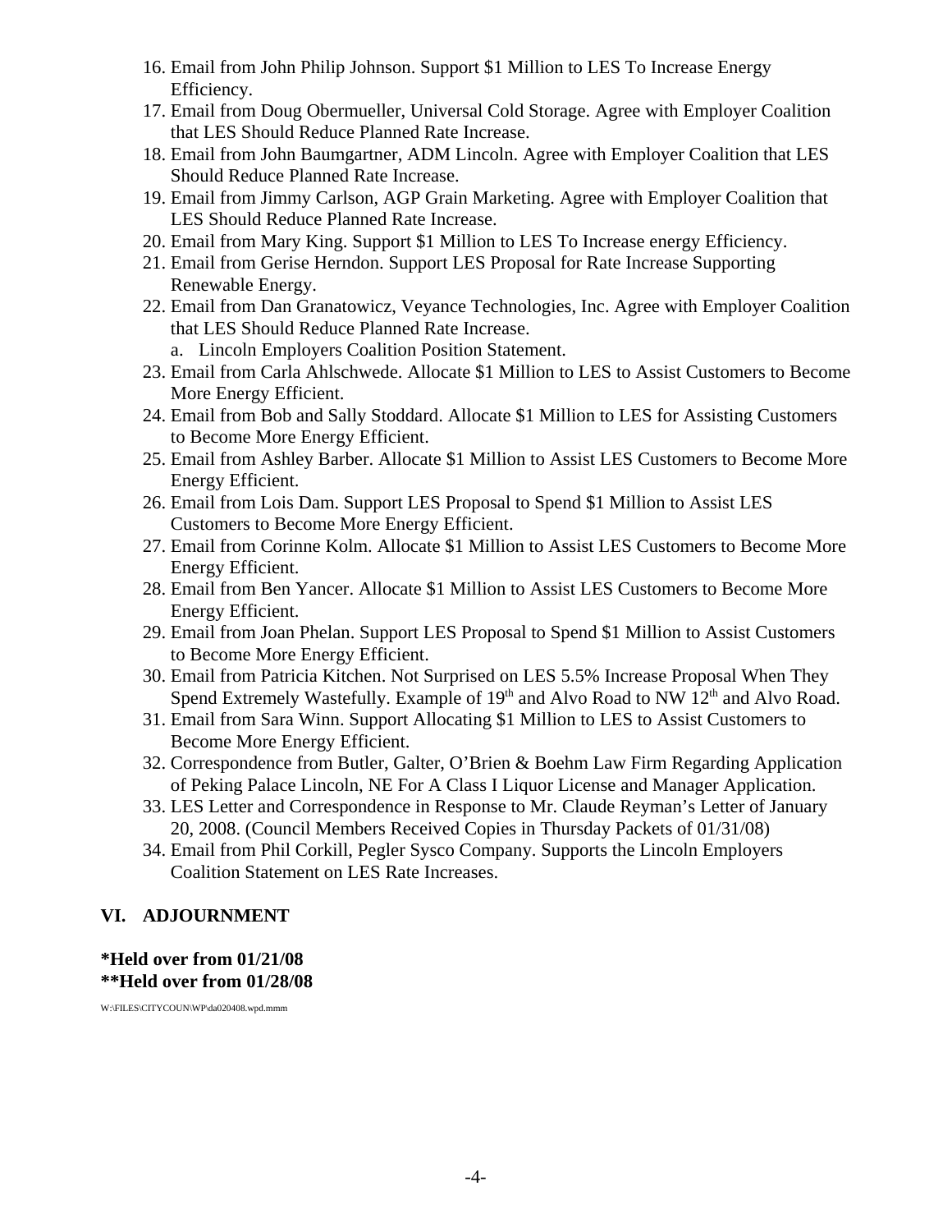16. Email from John Philip Johnson. Support $1 Million to LES To Increase Energy Efficiency.
17. Email from Doug Obermueller, Universal Cold Storage. Agree with Employer Coalition that LES Should Reduce Planned Rate Increase.
18. Email from John Baumgartner, ADM Lincoln. Agree with Employer Coalition that LES Should Reduce Planned Rate Increase.
19. Email from Jimmy Carlson, AGP Grain Marketing. Agree with Employer Coalition that LES Should Reduce Planned Rate Increase.
20. Email from Mary King. Support $1 Million to LES To Increase energy Efficiency.
21. Email from Gerise Herndon. Support LES Proposal for Rate Increase Supporting Renewable Energy.
22. Email from Dan Granatowicz, Veyance Technologies, Inc. Agree with Employer Coalition that LES Should Reduce Planned Rate Increase.
    a. Lincoln Employers Coalition Position Statement.
23. Email from Carla Ahlschwede. Allocate $1 Million to LES to Assist Customers to Become More Energy Efficient.
24. Email from Bob and Sally Stoddard. Allocate $1 Million to LES for Assisting Customers to Become More Energy Efficient.
25. Email from Ashley Barber. Allocate $1 Million to Assist LES Customers to Become More Energy Efficient.
26. Email from Lois Dam. Support LES Proposal to Spend $1 Million to Assist LES Customers to Become More Energy Efficient.
27. Email from Corinne Kolm. Allocate $1 Million to Assist LES Customers to Become More Energy Efficient.
28. Email from Ben Yancer. Allocate $1 Million to Assist LES Customers to Become More Energy Efficient.
29. Email from Joan Phelan. Support LES Proposal to Spend $1 Million to Assist Customers to Become More Energy Efficient.
30. Email from Patricia Kitchen. Not Surprised on LES 5.5% Increase Proposal When They Spend Extremely Wastefully. Example of 19th and Alvo Road to NW 12th and Alvo Road.
31. Email from Sara Winn. Support Allocating $1 Million to LES to Assist Customers to Become More Energy Efficient.
32. Correspondence from Butler, Galter, O'Brien & Boehm Law Firm Regarding Application of Peking Palace Lincoln, NE For A Class I Liquor License and Manager Application.
33. LES Letter and Correspondence in Response to Mr. Claude Reyman's Letter of January 20, 2008. (Council Members Received Copies in Thursday Packets of 01/31/08)
34. Email from Phil Corkill, Pegler Sysco Company. Supports the Lincoln Employers Coalition Statement on LES Rate Increases.

## VI. ADJOURNMENT

**\*Held over from 01/21/08**
**\*\*Held over from 01/28/08**

W:\FILES\CITYCOUN\WP\da020408.wpd.mmm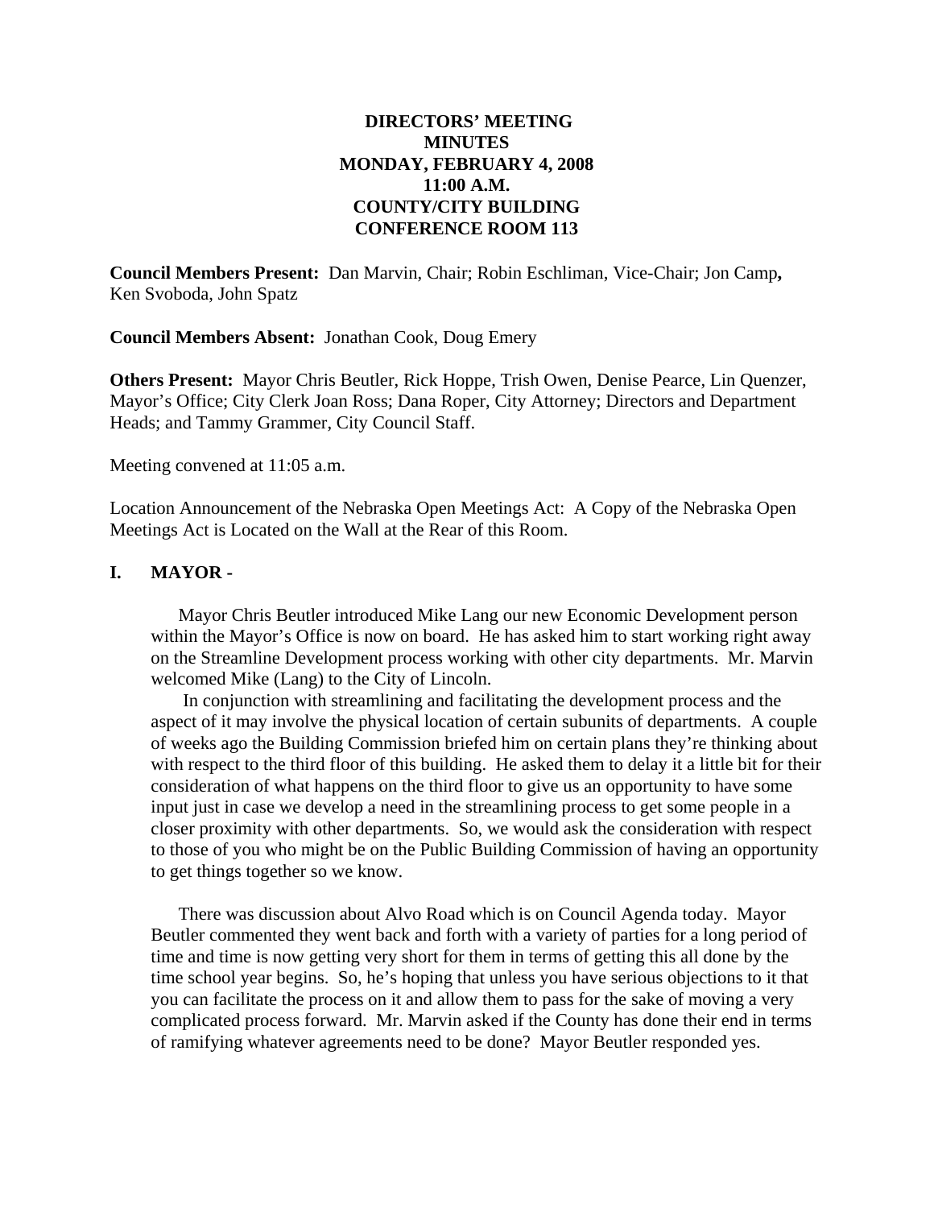**DIRECTORS' MEETING**
**MINUTES**
**MONDAY, FEBRUARY 4, 2008**
**11:00 A.M.**
**COUNTY/CITY BUILDING**
**CONFERENCE ROOM 113**

**Council Members Present:** Dan Marvin, Chair; Robin Eschliman, Vice-Chair; Jon Camp**,** Ken Svoboda, John Spatz

**Council Members Absent:** Jonathan Cook, Doug Emery

**Others Present:** Mayor Chris Beutler, Rick Hoppe, Trish Owen, Denise Pearce, Lin Quenzer, Mayor's Office; City Clerk Joan Ross; Dana Roper, City Attorney; Directors and Department Heads; and Tammy Grammer, City Council Staff.

Meeting convened at 11:05 a.m.

Location Announcement of the Nebraska Open Meetings Act: A Copy of the Nebraska Open Meetings Act is Located on the Wall at the Rear of this Room.

## I. MAYOR -

Mayor Chris Beutler introduced Mike Lang our new Economic Development person within the Mayor's Office is now on board. He has asked him to start working right away on the Streamline Development process working with other city departments. Mr. Marvin welcomed Mike (Lang) to the City of Lincoln.

In conjunction with streamlining and facilitating the development process and the aspect of it may involve the physical location of certain subunits of departments. A couple of weeks ago the Building Commission briefed him on certain plans they're thinking about with respect to the third floor of this building. He asked them to delay it a little bit for their consideration of what happens on the third floor to give us an opportunity to have some input just in case we develop a need in the streamlining process to get some people in a closer proximity with other departments. So, we would ask the consideration with respect to those of you who might be on the Public Building Commission of having an opportunity to get things together so we know.

There was discussion about Alvo Road which is on Council Agenda today. Mayor Beutler commented they went back and forth with a variety of parties for a long period of time and time is now getting very short for them in terms of getting this all done by the time school year begins. So, he's hoping that unless you have serious objections to it that you can facilitate the process on it and allow them to pass for the sake of moving a very complicated process forward. Mr. Marvin asked if the County has done their end in terms of ramifying whatever agreements need to be done? Mayor Beutler responded yes.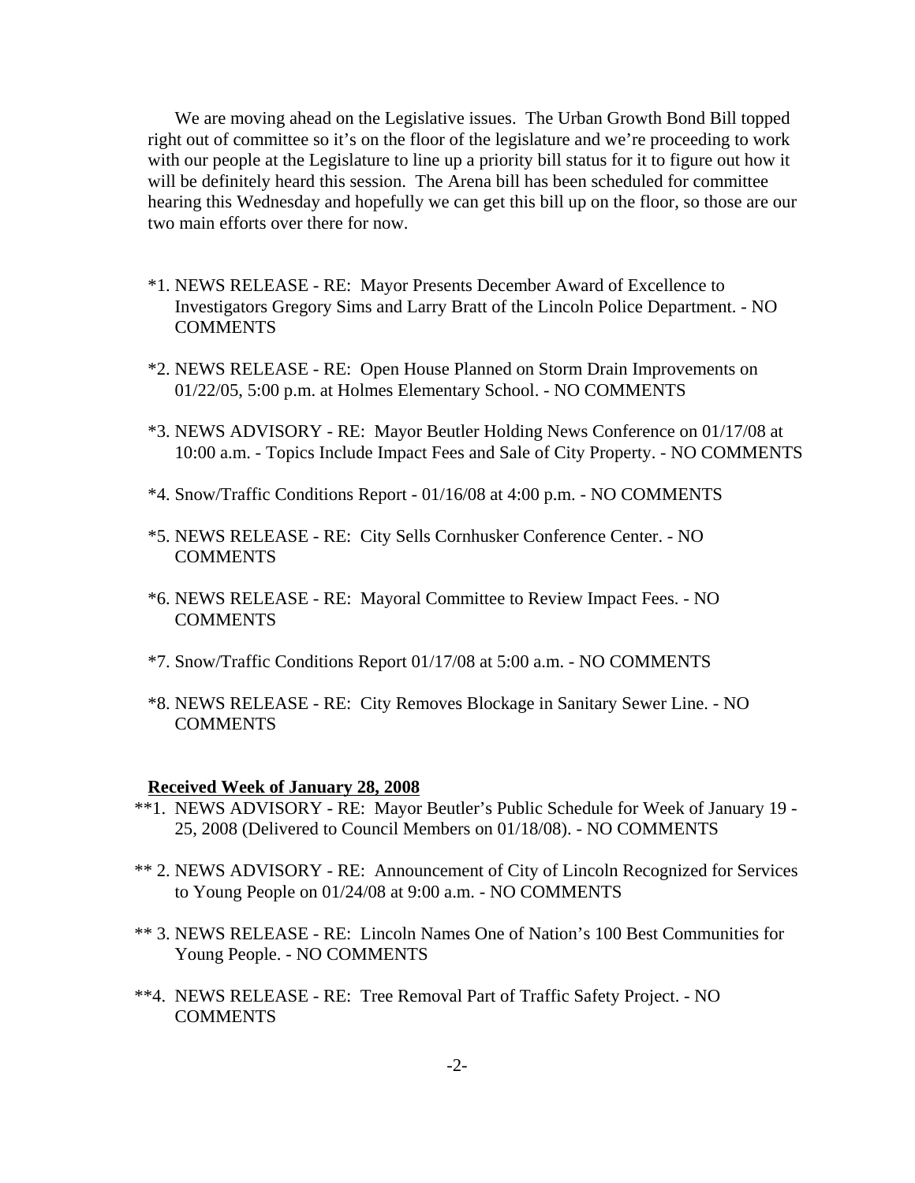We are moving ahead on the Legislative issues. The Urban Growth Bond Bill topped right out of committee so it's on the floor of the legislature and we're proceeding to work with our people at the Legislature to line up a priority bill status for it to figure out how it will be definitely heard this session. The Arena bill has been scheduled for committee hearing this Wednesday and hopefully we can get this bill up on the floor, so those are our two main efforts over there for now.

*1. NEWS RELEASE - RE: Mayor Presents December Award of Excellence to Investigators Gregory Sims and Larry Bratt of the Lincoln Police Department. - NO COMMENTS

*2. NEWS RELEASE - RE: Open House Planned on Storm Drain Improvements on 01/22/05, 5:00 p.m. at Holmes Elementary School. - NO COMMENTS

*3. NEWS ADVISORY - RE: Mayor Beutler Holding News Conference on 01/17/08 at 10:00 a.m. - Topics Include Impact Fees and Sale of City Property. - NO COMMENTS

*4. Snow/Traffic Conditions Report - 01/16/08 at 4:00 p.m. - NO COMMENTS

*5. NEWS RELEASE - RE: City Sells Cornhusker Conference Center. - NO COMMENTS

*6. NEWS RELEASE - RE: Mayoral Committee to Review Impact Fees. - NO COMMENTS

*7. Snow/Traffic Conditions Report 01/17/08 at 5:00 a.m. - NO COMMENTS

*8. NEWS RELEASE - RE: City Removes Blockage in Sanitary Sewer Line. - NO COMMENTS

**Received Week of January 28, 2008**

**1. NEWS ADVISORY - RE: Mayor Beutler's Public Schedule for Week of January 19 - 25, 2008 (Delivered to Council Members on 01/18/08). - NO COMMENTS

** 2. NEWS ADVISORY - RE: Announcement of City of Lincoln Recognized for Services to Young People on 01/24/08 at 9:00 a.m. - NO COMMENTS

** 3. NEWS RELEASE - RE: Lincoln Names One of Nation's 100 Best Communities for Young People. - NO COMMENTS

**4. NEWS RELEASE - RE: Tree Removal Part of Traffic Safety Project. - NO COMMENTS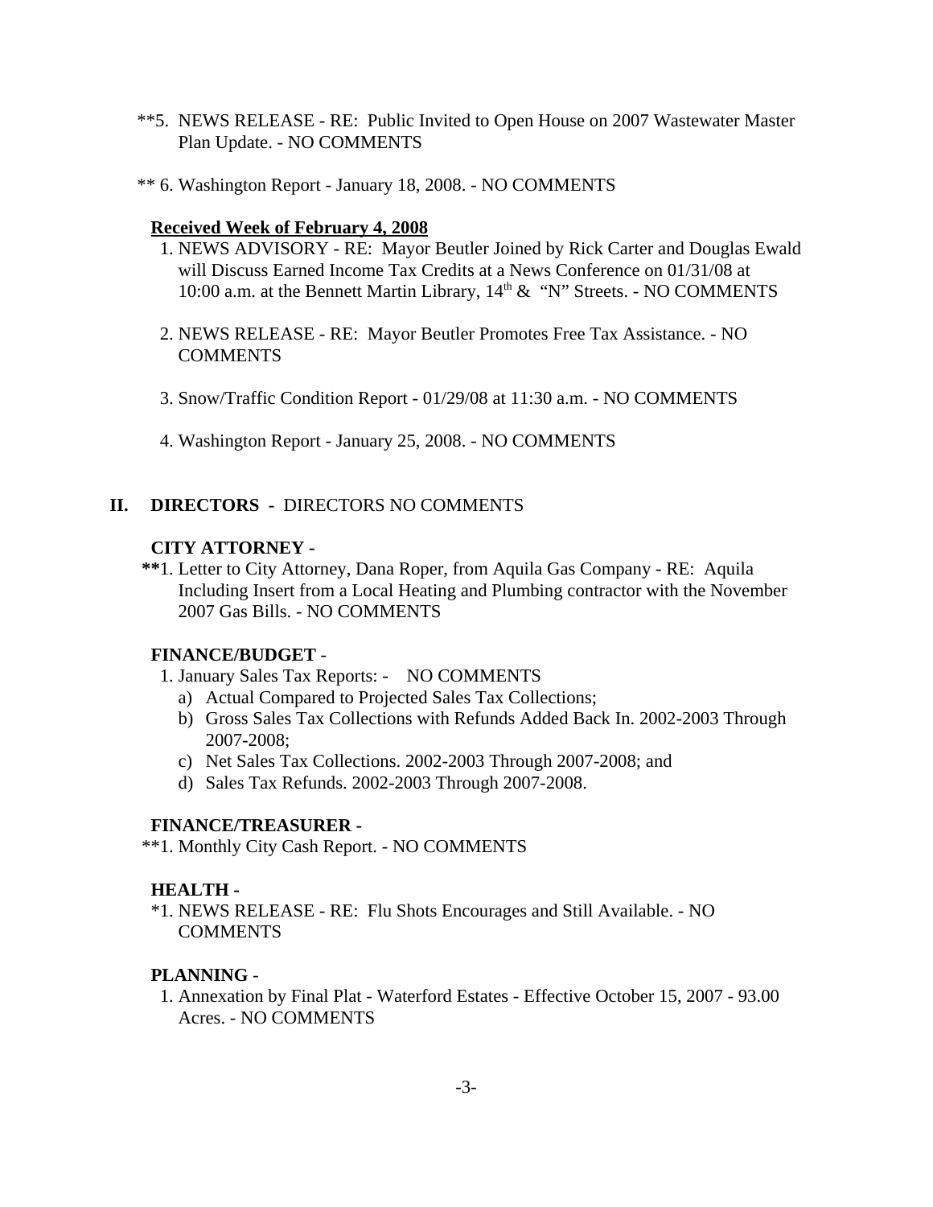**5. NEWS RELEASE - RE: Public Invited to Open House on 2007 Wastewater Master Plan Update. - NO COMMENTS

** 6. Washington Report - January 18, 2008. - NO COMMENTS

**Received Week of February 4, 2008**

1. NEWS ADVISORY - RE: Mayor Beutler Joined by Rick Carter and Douglas Ewald will Discuss Earned Income Tax Credits at a News Conference on 01/31/08 at 10:00 a.m. at the Bennett Martin Library, 14th & "N" Streets. - NO COMMENTS

2. NEWS RELEASE - RE: Mayor Beutler Promotes Free Tax Assistance. - NO COMMENTS

3. Snow/Traffic Condition Report - 01/29/08 at 11:30 a.m. - NO COMMENTS

4. Washington Report - January 25, 2008. - NO COMMENTS

## II. DIRECTORS - DIRECTORS NO COMMENTS

**CITY ATTORNEY -**

**1. Letter to City Attorney, Dana Roper, from Aquila Gas Company - RE: Aquila Including Insert from a Local Heating and Plumbing contractor with the November 2007 Gas Bills. - NO COMMENTS

**FINANCE/BUDGET** -

1. January Sales Tax Reports: - NO COMMENTS
   a) Actual Compared to Projected Sales Tax Collections;
   b) Gross Sales Tax Collections with Refunds Added Back In. 2002-2003 Through 2007-2008;
   c) Net Sales Tax Collections. 2002-2003 Through 2007-2008; and
   d) Sales Tax Refunds. 2002-2003 Through 2007-2008.

**FINANCE/TREASURER -**

**1. Monthly City Cash Report. - NO COMMENTS

**HEALTH -**

*1. NEWS RELEASE - RE: Flu Shots Encourages and Still Available. - NO COMMENTS

**PLANNING** -

1. Annexation by Final Plat - Waterford Estates - Effective October 15, 2007 - 93.00 Acres. - NO COMMENTS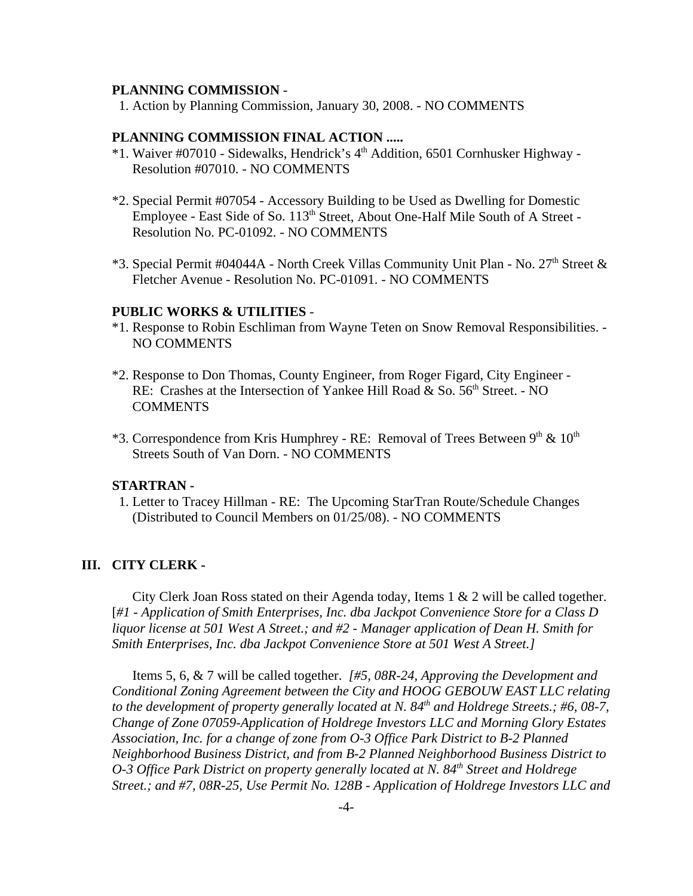**PLANNING COMMISSION** -

1. Action by Planning Commission, January 30, 2008. - NO COMMENTS

**PLANNING COMMISSION FINAL ACTION .....**

*1. Waiver #07010 - Sidewalks, Hendrick's 4th Addition, 6501 Cornhusker Highway - Resolution #07010. - NO COMMENTS

*2. Special Permit #07054 - Accessory Building to be Used as Dwelling for Domestic Employee - East Side of So. 113th Street, About One-Half Mile South of A Street - Resolution No. PC-01092. - NO COMMENTS

*3. Special Permit #04044A - North Creek Villas Community Unit Plan - No. 27th Street & Fletcher Avenue - Resolution No. PC-01091. - NO COMMENTS

**PUBLIC WORKS & UTILITIES** -

*1. Response to Robin Eschliman from Wayne Teten on Snow Removal Responsibilities. - NO COMMENTS

*2. Response to Don Thomas, County Engineer, from Roger Figard, City Engineer - RE: Crashes at the Intersection of Yankee Hill Road & So. 56th Street. - NO COMMENTS

*3. Correspondence from Kris Humphrey - RE: Removal of Trees Between 9th & 10th Streets South of Van Dorn. - NO COMMENTS

**STARTRAN -**

1. Letter to Tracey Hillman - RE: The Upcoming StarTran Route/Schedule Changes (Distributed to Council Members on 01/25/08). - NO COMMENTS

## III. CITY CLERK -

City Clerk Joan Ross stated on their Agenda today, Items 1 & 2 will be called together. [*#1 - Application of Smith Enterprises, Inc. dba Jackpot Convenience Store for a Class D liquor license at 501 West A Street.; and #2 - Manager application of Dean H. Smith for Smith Enterprises, Inc. dba Jackpot Convenience Store at 501 West A Street.]*

Items 5, 6, & 7 will be called together. *[#5, 08R-24, Approving the Development and Conditional Zoning Agreement between the City and HOOG GEBOUW EAST LLC relating to the development of property generally located at N. 84th and Holdrege Streets.; #6, 08-7, Change of Zone 07059-Application of Holdrege Investors LLC and Morning Glory Estates Association, Inc. for a change of zone from O-3 Office Park District to B-2 Planned Neighborhood Business District, and from B-2 Planned Neighborhood Business District to O-3 Office Park District on property generally located at N. 84th Street and Holdrege Street.; and #7, 08R-25, Use Permit No. 128B - Application of Holdrege Investors LLC and*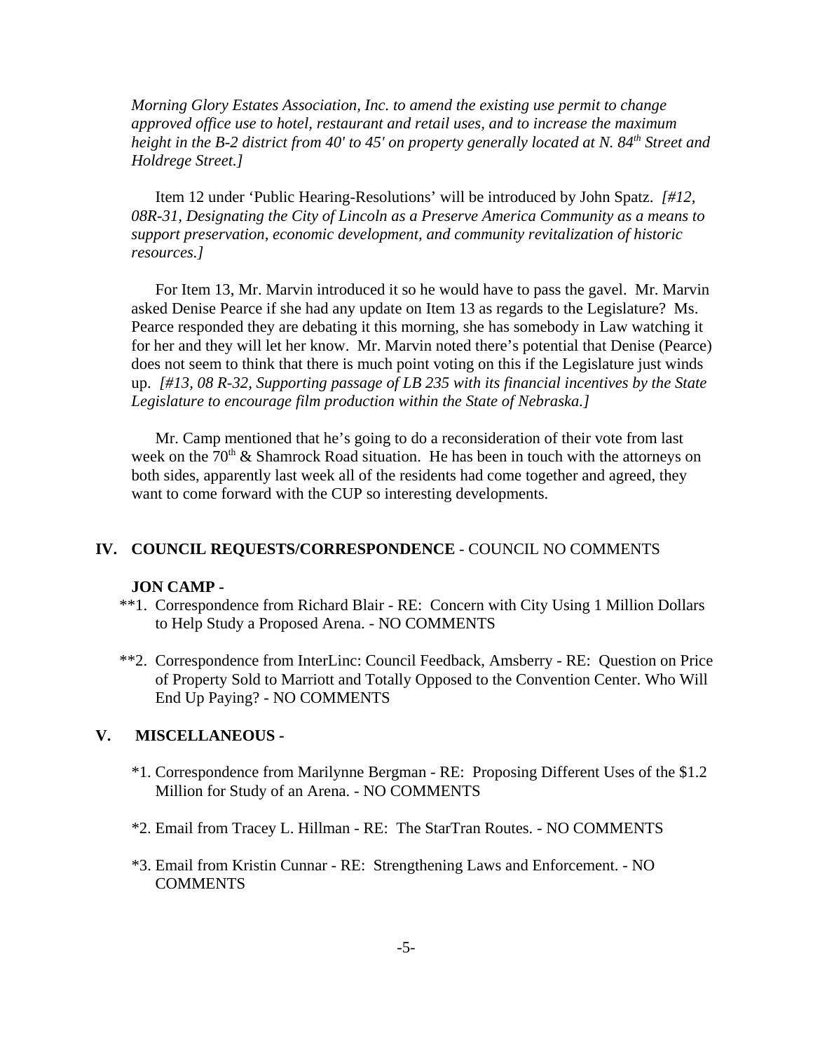*Morning Glory Estates Association, Inc. to amend the existing use permit to change approved office use to hotel, restaurant and retail uses, and to increase the maximum height in the B-2 district from 40' to 45' on property generally located at N. 84th Street and Holdrege Street.]*

Item 12 under 'Public Hearing-Resolutions' will be introduced by John Spatz. *[#12, 08R-31, Designating the City of Lincoln as a Preserve America Community as a means to support preservation, economic development, and community revitalization of historic resources.]*

For Item 13, Mr. Marvin introduced it so he would have to pass the gavel. Mr. Marvin asked Denise Pearce if she had any update on Item 13 as regards to the Legislature? Ms. Pearce responded they are debating it this morning, she has somebody in Law watching it for her and they will let her know. Mr. Marvin noted there's potential that Denise (Pearce) does not seem to think that there is much point voting on this if the Legislature just winds up. *[#13, 08 R-32, Supporting passage of LB 235 with its financial incentives by the State Legislature to encourage film production within the State of Nebraska.]*

Mr. Camp mentioned that he's going to do a reconsideration of their vote from last week on the 70th & Shamrock Road situation. He has been in touch with the attorneys on both sides, apparently last week all of the residents had come together and agreed, they want to come forward with the CUP so interesting developments.

## IV. COUNCIL REQUESTS/CORRESPONDENCE - COUNCIL NO COMMENTS

**JON CAMP -**

**1. Correspondence from Richard Blair - RE: Concern with City Using 1 Million Dollars to Help Study a Proposed Arena. - NO COMMENTS

**2. Correspondence from InterLinc: Council Feedback, Amsberry - RE: Question on Price of Property Sold to Marriott and Totally Opposed to the Convention Center. Who Will End Up Paying? - NO COMMENTS

## V. MISCELLANEOUS -

*1. Correspondence from Marilynne Bergman - RE: Proposing Different Uses of the $1.2 Million for Study of an Arena. - NO COMMENTS

*2. Email from Tracey L. Hillman - RE: The StarTran Routes. - NO COMMENTS

*3. Email from Kristin Cunnar - RE: Strengthening Laws and Enforcement. - NO COMMENTS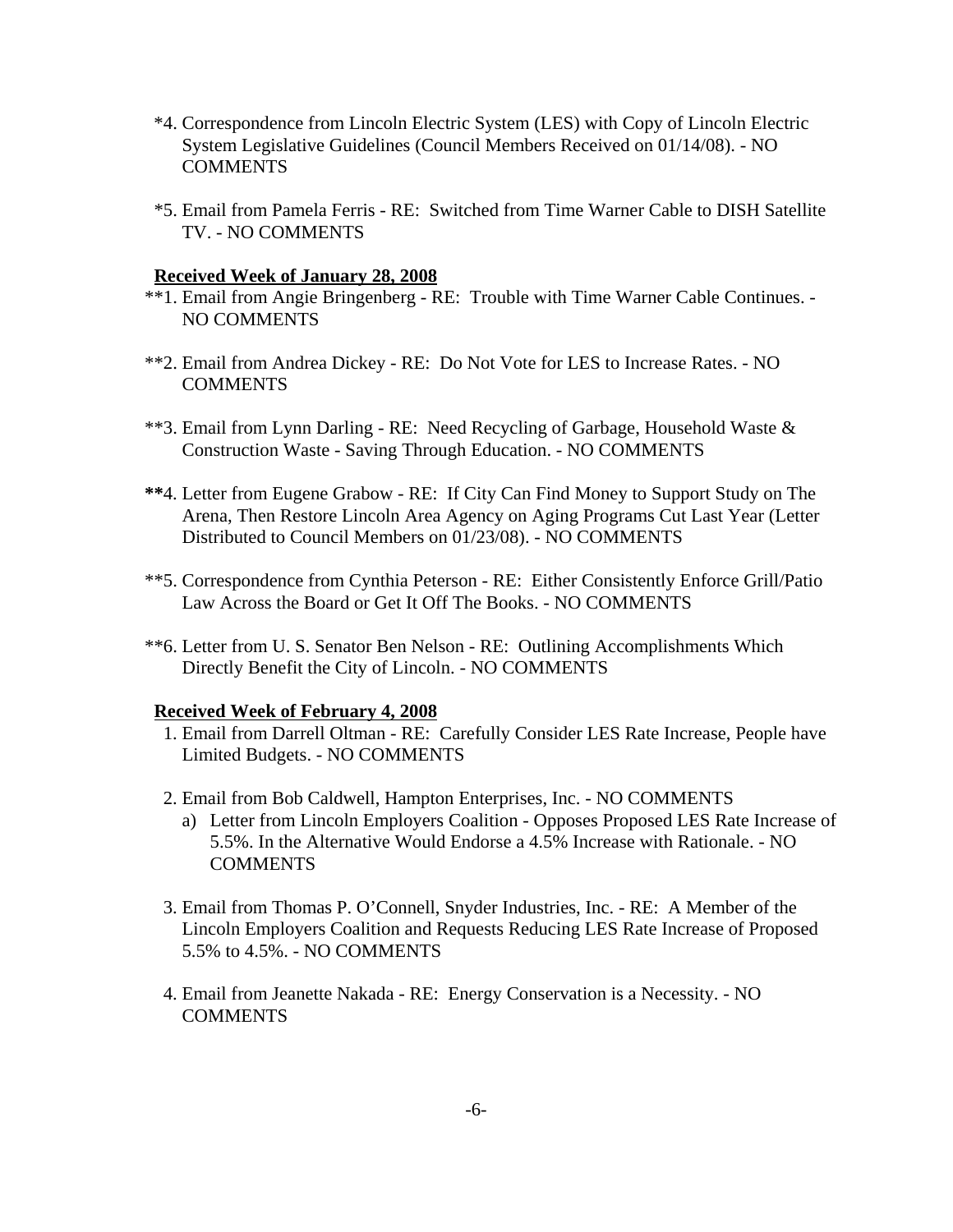*4. Correspondence from Lincoln Electric System (LES) with Copy of Lincoln Electric System Legislative Guidelines (Council Members Received on 01/14/08). - NO COMMENTS

*5. Email from Pamela Ferris - RE: Switched from Time Warner Cable to DISH Satellite TV. - NO COMMENTS

**Received Week of January 28, 2008**

**1. Email from Angie Bringenberg - RE: Trouble with Time Warner Cable Continues. - NO COMMENTS

**2. Email from Andrea Dickey - RE: Do Not Vote for LES to Increase Rates. - NO COMMENTS

**3. Email from Lynn Darling - RE: Need Recycling of Garbage, Household Waste & Construction Waste - Saving Through Education. - NO COMMENTS

**4. Letter from Eugene Grabow - RE: If City Can Find Money to Support Study on The Arena, Then Restore Lincoln Area Agency on Aging Programs Cut Last Year (Letter Distributed to Council Members on 01/23/08). - NO COMMENTS

**5. Correspondence from Cynthia Peterson - RE: Either Consistently Enforce Grill/Patio Law Across the Board or Get It Off The Books. - NO COMMENTS

**6. Letter from U. S. Senator Ben Nelson - RE: Outlining Accomplishments Which Directly Benefit the City of Lincoln. - NO COMMENTS

**Received Week of February 4, 2008**

1. Email from Darrell Oltman - RE: Carefully Consider LES Rate Increase, People have Limited Budgets. - NO COMMENTS

2. Email from Bob Caldwell, Hampton Enterprises, Inc. - NO COMMENTS
   a) Letter from Lincoln Employers Coalition - Opposes Proposed LES Rate Increase of 5.5%. In the Alternative Would Endorse a 4.5% Increase with Rationale. - NO COMMENTS

3. Email from Thomas P. O'Connell, Snyder Industries, Inc. - RE: A Member of the Lincoln Employers Coalition and Requests Reducing LES Rate Increase of Proposed 5.5% to 4.5%. - NO COMMENTS

4. Email from Jeanette Nakada - RE: Energy Conservation is a Necessity. - NO COMMENTS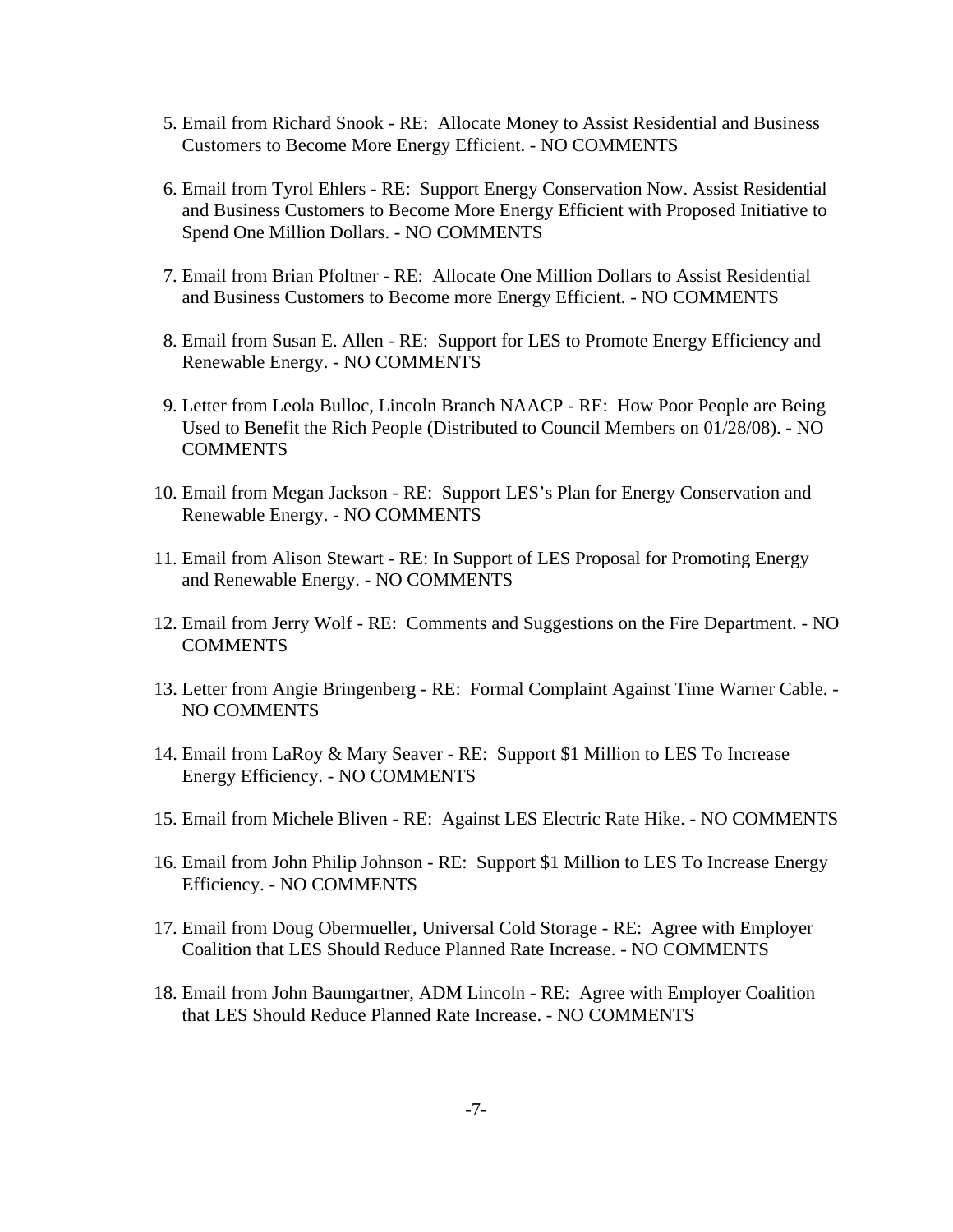5. Email from Richard Snook - RE: Allocate Money to Assist Residential and Business Customers to Become More Energy Efficient. - NO COMMENTS

6. Email from Tyrol Ehlers - RE: Support Energy Conservation Now. Assist Residential and Business Customers to Become More Energy Efficient with Proposed Initiative to Spend One Million Dollars. - NO COMMENTS

7. Email from Brian Pfoltner - RE: Allocate One Million Dollars to Assist Residential and Business Customers to Become more Energy Efficient. - NO COMMENTS

8. Email from Susan E. Allen - RE: Support for LES to Promote Energy Efficiency and Renewable Energy. - NO COMMENTS

9. Letter from Leola Bulloc, Lincoln Branch NAACP - RE: How Poor People are Being Used to Benefit the Rich People (Distributed to Council Members on 01/28/08). - NO COMMENTS

10. Email from Megan Jackson - RE: Support LES's Plan for Energy Conservation and Renewable Energy. - NO COMMENTS

11. Email from Alison Stewart - RE: In Support of LES Proposal for Promoting Energy and Renewable Energy. - NO COMMENTS

12. Email from Jerry Wolf - RE: Comments and Suggestions on the Fire Department. - NO COMMENTS

13. Letter from Angie Bringenberg - RE: Formal Complaint Against Time Warner Cable. - NO COMMENTS

14. Email from LaRoy & Mary Seaver - RE: Support $1 Million to LES To Increase Energy Efficiency. - NO COMMENTS

15. Email from Michele Bliven - RE: Against LES Electric Rate Hike. - NO COMMENTS

16. Email from John Philip Johnson - RE: Support $1 Million to LES To Increase Energy Efficiency. - NO COMMENTS

17. Email from Doug Obermueller, Universal Cold Storage - RE: Agree with Employer Coalition that LES Should Reduce Planned Rate Increase. - NO COMMENTS

18. Email from John Baumgartner, ADM Lincoln - RE: Agree with Employer Coalition that LES Should Reduce Planned Rate Increase. - NO COMMENTS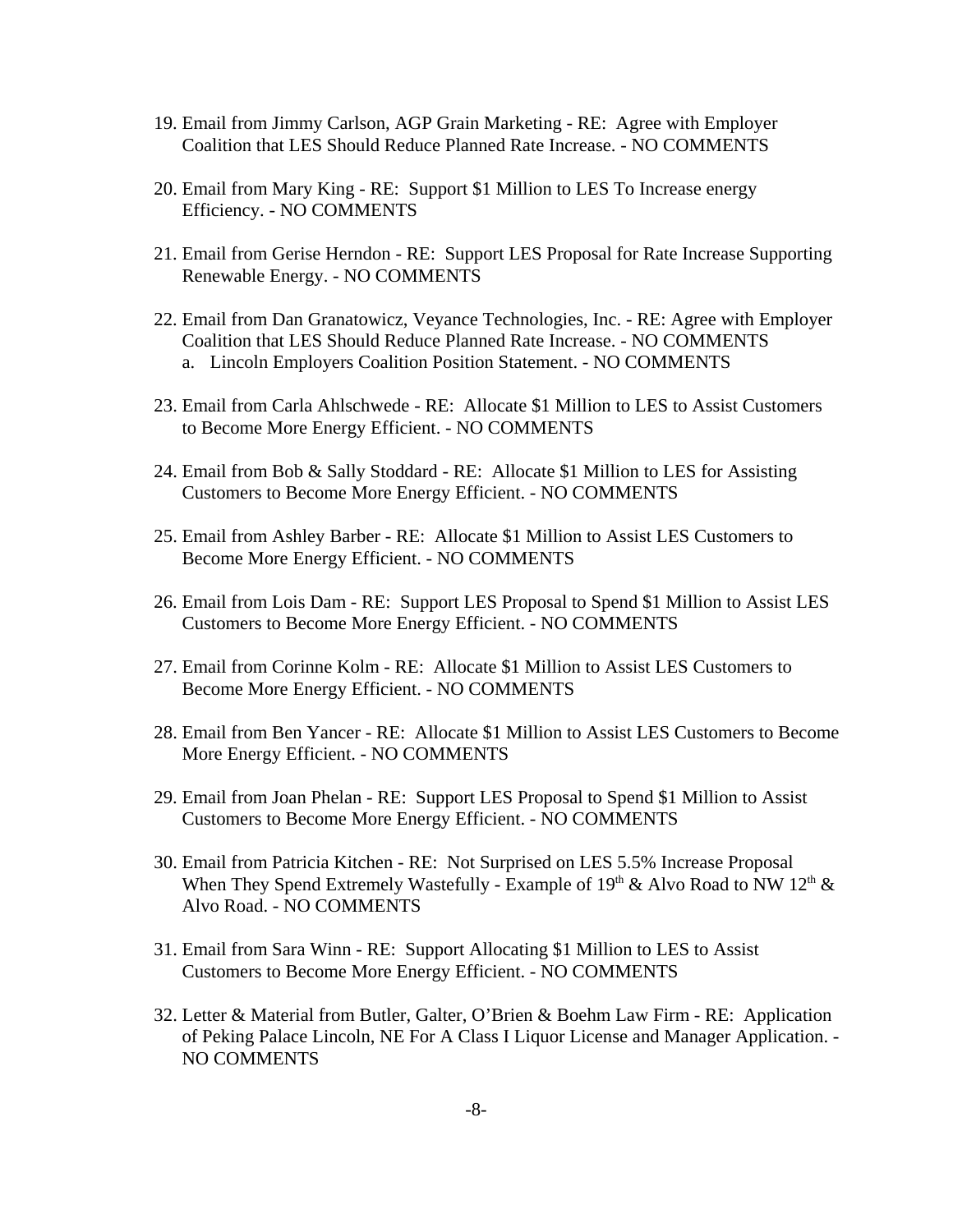19. Email from Jimmy Carlson, AGP Grain Marketing - RE: Agree with Employer Coalition that LES Should Reduce Planned Rate Increase. - NO COMMENTS

20. Email from Mary King - RE: Support $1 Million to LES To Increase energy Efficiency. - NO COMMENTS

21. Email from Gerise Herndon - RE: Support LES Proposal for Rate Increase Supporting Renewable Energy. - NO COMMENTS

22. Email from Dan Granatowicz, Veyance Technologies, Inc. - RE: Agree with Employer Coalition that LES Should Reduce Planned Rate Increase. - NO COMMENTS
    a. Lincoln Employers Coalition Position Statement. - NO COMMENTS

23. Email from Carla Ahlschwede - RE: Allocate $1 Million to LES to Assist Customers to Become More Energy Efficient. - NO COMMENTS

24. Email from Bob & Sally Stoddard - RE: Allocate $1 Million to LES for Assisting Customers to Become More Energy Efficient. - NO COMMENTS

25. Email from Ashley Barber - RE: Allocate $1 Million to Assist LES Customers to Become More Energy Efficient. - NO COMMENTS

26. Email from Lois Dam - RE: Support LES Proposal to Spend $1 Million to Assist LES Customers to Become More Energy Efficient. - NO COMMENTS

27. Email from Corinne Kolm - RE: Allocate $1 Million to Assist LES Customers to Become More Energy Efficient. - NO COMMENTS

28. Email from Ben Yancer - RE: Allocate $1 Million to Assist LES Customers to Become More Energy Efficient. - NO COMMENTS

29. Email from Joan Phelan - RE: Support LES Proposal to Spend $1 Million to Assist Customers to Become More Energy Efficient. - NO COMMENTS

30. Email from Patricia Kitchen - RE: Not Surprised on LES 5.5% Increase Proposal When They Spend Extremely Wastefully - Example of 19th & Alvo Road to NW 12th & Alvo Road. - NO COMMENTS

31. Email from Sara Winn - RE: Support Allocating $1 Million to LES to Assist Customers to Become More Energy Efficient. - NO COMMENTS

32. Letter & Material from Butler, Galter, O'Brien & Boehm Law Firm - RE: Application of Peking Palace Lincoln, NE For A Class I Liquor License and Manager Application. - NO COMMENTS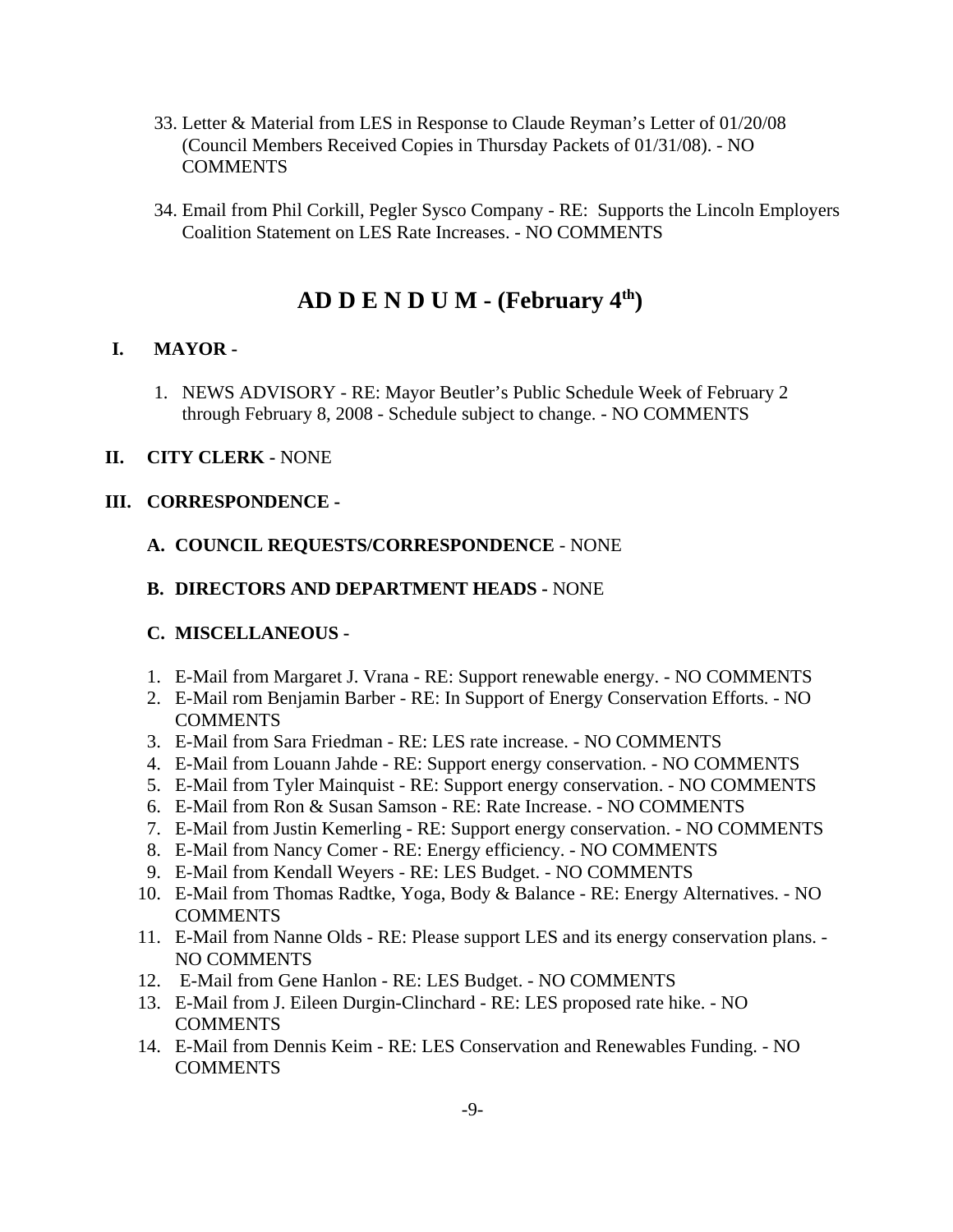33. Letter & Material from LES in Response to Claude Reyman's Letter of 01/20/08 (Council Members Received Copies in Thursday Packets of 01/31/08). - NO COMMENTS

34. Email from Phil Corkill, Pegler Sysco Company - RE: Supports the Lincoln Employers Coalition Statement on LES Rate Increases. - NO COMMENTS

# AD D E N D U M - (February 4th)

## I. MAYOR -

1. NEWS ADVISORY - RE: Mayor Beutler's Public Schedule Week of February 2 through February 8, 2008 - Schedule subject to change. - NO COMMENTS

## II. CITY CLERK - NONE

## III. CORRESPONDENCE -

### A. COUNCIL REQUESTS/CORRESPONDENCE - NONE

### B. DIRECTORS AND DEPARTMENT HEADS - NONE

### C. MISCELLANEOUS -

1. E-Mail from Margaret J. Vrana - RE: Support renewable energy. - NO COMMENTS
2. E-Mail rom Benjamin Barber - RE: In Support of Energy Conservation Efforts. - NO COMMENTS
3. E-Mail from Sara Friedman - RE: LES rate increase. - NO COMMENTS
4. E-Mail from Louann Jahde - RE: Support energy conservation. - NO COMMENTS
5. E-Mail from Tyler Mainquist - RE: Support energy conservation. - NO COMMENTS
6. E-Mail from Ron & Susan Samson - RE: Rate Increase. - NO COMMENTS
7. E-Mail from Justin Kemerling - RE: Support energy conservation. - NO COMMENTS
8. E-Mail from Nancy Comer - RE: Energy efficiency. - NO COMMENTS
9. E-Mail from Kendall Weyers - RE: LES Budget. - NO COMMENTS
10. E-Mail from Thomas Radtke, Yoga, Body & Balance - RE: Energy Alternatives. - NO COMMENTS
11. E-Mail from Nanne Olds - RE: Please support LES and its energy conservation plans. - NO COMMENTS
12. E-Mail from Gene Hanlon - RE: LES Budget. - NO COMMENTS
13. E-Mail from J. Eileen Durgin-Clinchard - RE: LES proposed rate hike. - NO COMMENTS
14. E-Mail from Dennis Keim - RE: LES Conservation and Renewables Funding. - NO COMMENTS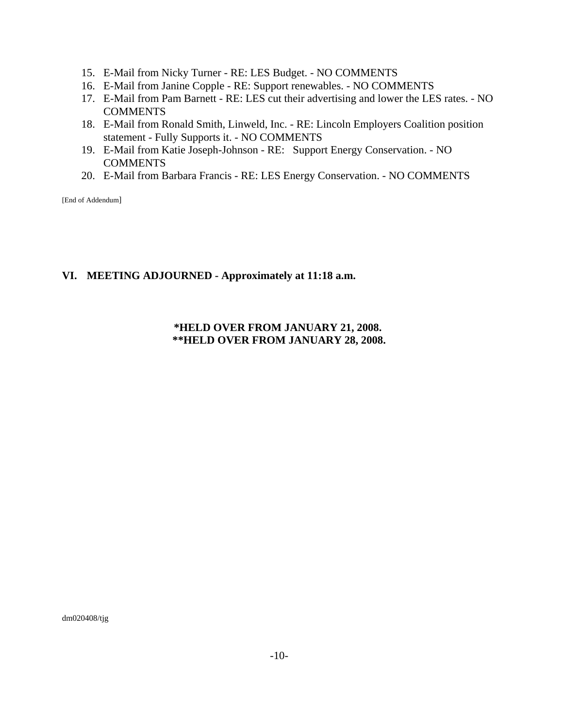15. E-Mail from Nicky Turner - RE: LES Budget. - NO COMMENTS
16. E-Mail from Janine Copple - RE: Support renewables. - NO COMMENTS
17. E-Mail from Pam Barnett - RE: LES cut their advertising and lower the LES rates. - NO COMMENTS
18. E-Mail from Ronald Smith, Linweld, Inc. - RE: Lincoln Employers Coalition position statement - Fully Supports it. - NO COMMENTS
19. E-Mail from Katie Joseph-Johnson - RE: Support Energy Conservation. - NO COMMENTS
20. E-Mail from Barbara Francis - RE: LES Energy Conservation. - NO COMMENTS

[End of Addendum]

**VI. MEETING ADJOURNED - Approximately at 11:18 a.m.**

**\*HELD OVER FROM JANUARY 21, 2008.**
**\*\*HELD OVER FROM JANUARY 28, 2008.**

dm020408/tjg